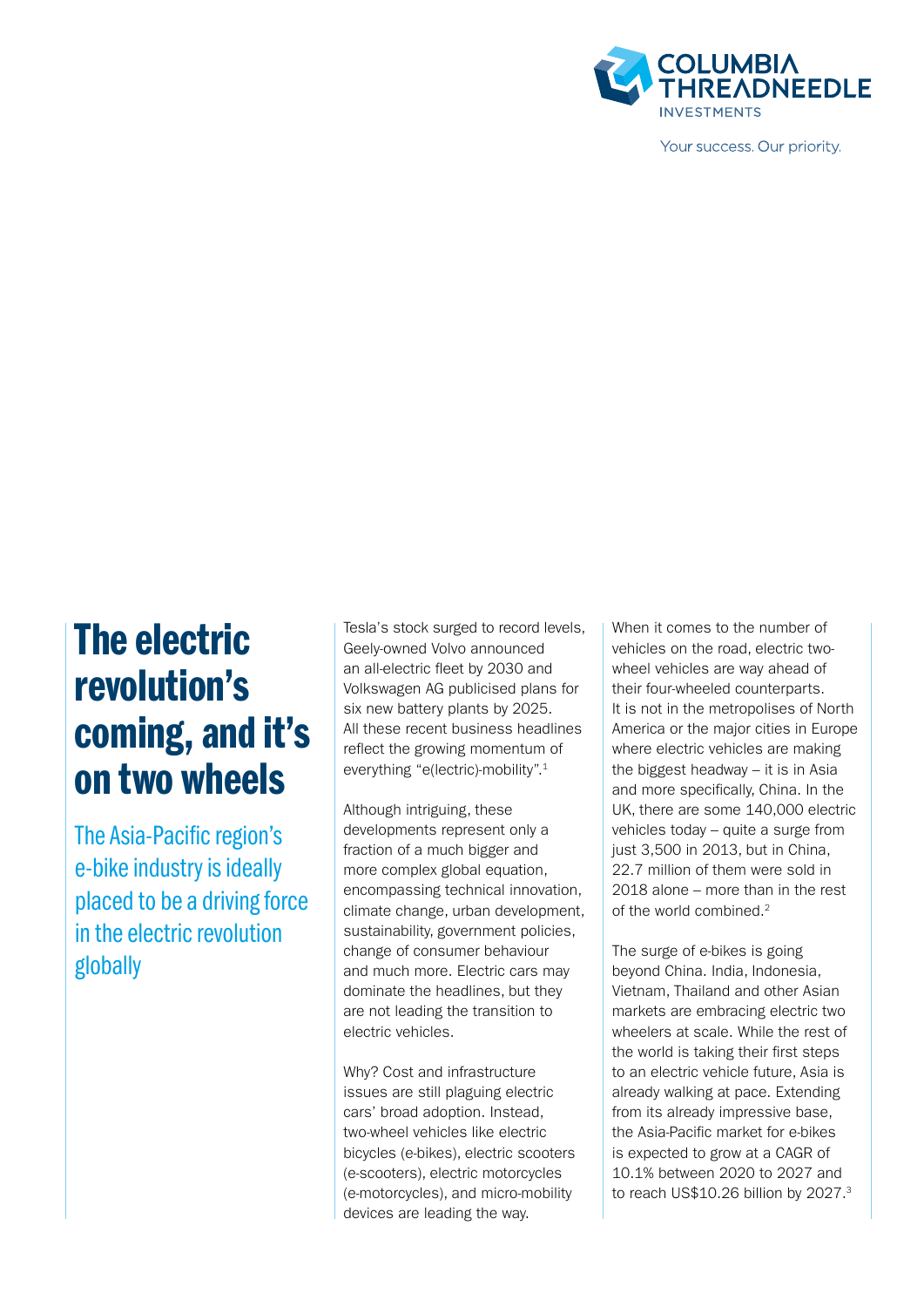# The electric revolution's coming, and it's on two wheels

## The Asia-Pacific region's e-bike industry is ideally placed to be a driving force in the electric revolution globally

Tesla's stock surged to record levels, Geely-owned Volvo announced an all-electric fleet by 2030 and Volkswagen AG publicised plans for six new battery plants by 2025. All these recent business headlines reflect the growing momentum of everything "e(lectric)-mobility".[1]

Although intriguing, these developments represent only a fraction of a much bigger and more complex global equation, encompassing technical innovation, climate change, urban development, sustainability, government policies, change of consumer behaviour and much more. Electric cars may dominate the headlines, but they are not leading the transition to electric vehicles.

Why? Cost and infrastructure issues are still plaguing electric cars' broad adoption. Instead, two-wheel vehicles like electric bicycles (e-bikes), electric scooters (e-scooters), electric motorcycles (e-motorcycles), and micro-mobility devices are leading the way.

When it comes to the number of vehicles on the road, electric two-wheel vehicles are way ahead of their four-wheeled counterparts. It is not in the metropolises of North America or the major cities in Europe where electric vehicles are making the biggest headway – it is in Asia and more specifically, China. In the UK, there are some 140,000 electric vehicles today – quite a surge from just 3,500 in 2013, but in China, 22.7 million of them were sold in 2018 alone – more than in the rest of the world combined.[2]

The surge of e-bikes is going beyond China. India, Indonesia, Vietnam, Thailand and other Asian markets are embracing electric two wheelers at scale. While the rest of the world is taking their first steps to an electric vehicle future, Asia is already walking at pace. Extending from its already impressive base, the Asia-Pacific market for e-bikes is expected to grow at a CAGR of 10.1% between 2020 to 2027 and to reach US$10.26 billion by 2027.[3]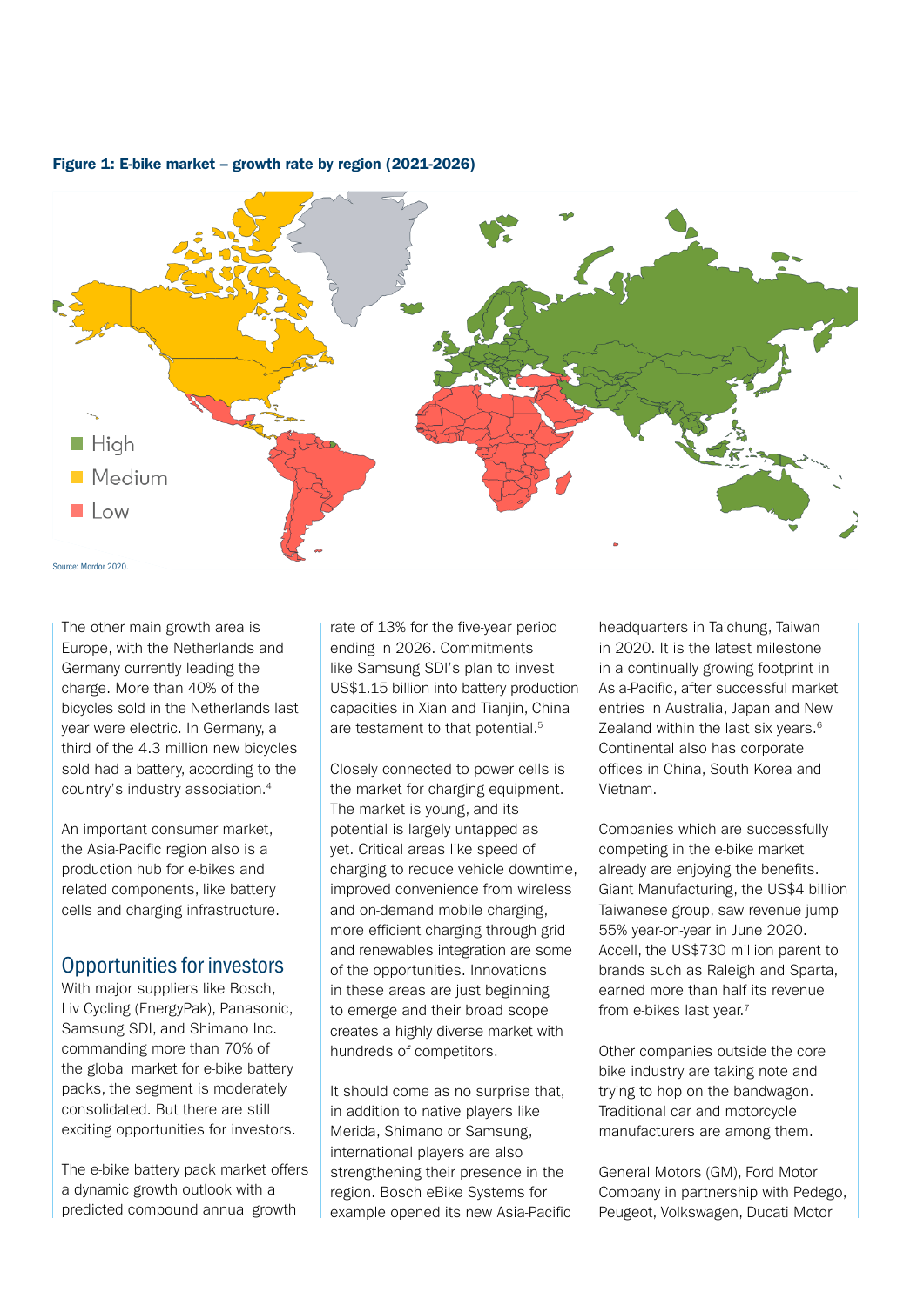**Figure 1: E-bike market – growth rate by region (2021-2026)**

High
Medium
Low

Source: Mordor 2020.

The other main growth area is Europe, with the Netherlands and Germany currently leading the charge. More than 40% of the bicycles sold in the Netherlands last year were electric. In Germany, a third of the 4.3 million new bicycles sold had a battery, according to the country's industry association.[4]

An important consumer market, the Asia-Pacific region also is a production hub for e-bikes and related components, like battery cells and charging infrastructure.

## Opportunities for investors

With major suppliers like Bosch, Liv Cycling (EnergyPak), Panasonic, Samsung SDI, and Shimano Inc. commanding more than 70% of the global market for e-bike battery packs, the segment is moderately consolidated. But there are still exciting opportunities for investors.

The e-bike battery pack market offers a dynamic growth outlook with a predicted compound annual growth rate of 13% for the five-year period ending in 2026. Commitments like Samsung SDI's plan to invest US$1.15 billion into battery production capacities in Xian and Tianjin, China are testament to that potential.[5]

Closely connected to power cells is the market for charging equipment. The market is young, and its potential is largely untapped as yet. Critical areas like speed of charging to reduce vehicle downtime, improved convenience from wireless and on-demand mobile charging, more efficient charging through grid and renewables integration are some of the opportunities. Innovations in these areas are just beginning to emerge and their broad scope creates a highly diverse market with hundreds of competitors.

It should come as no surprise that, in addition to native players like Merida, Shimano or Samsung, international players are also strengthening their presence in the region. Bosch eBike Systems for example opened its new Asia-Pacific headquarters in Taichung, Taiwan in 2020. It is the latest milestone in a continually growing footprint in Asia-Pacific, after successful market entries in Australia, Japan and New Zealand within the last six years.[6] Continental also has corporate offices in China, South Korea and Vietnam.

Companies which are successfully competing in the e-bike market already are enjoying the benefits. Giant Manufacturing, the US$4 billion Taiwanese group, saw revenue jump 55% year-on-year in June 2020. Accell, the US$730 million parent to brands such as Raleigh and Sparta, earned more than half its revenue from e-bikes last year.[7]

Other companies outside the core bike industry are taking note and trying to hop on the bandwagon. Traditional car and motorcycle manufacturers are among them.

General Motors (GM), Ford Motor Company in partnership with Pedego, Peugeot, Volkswagen, Ducati Motor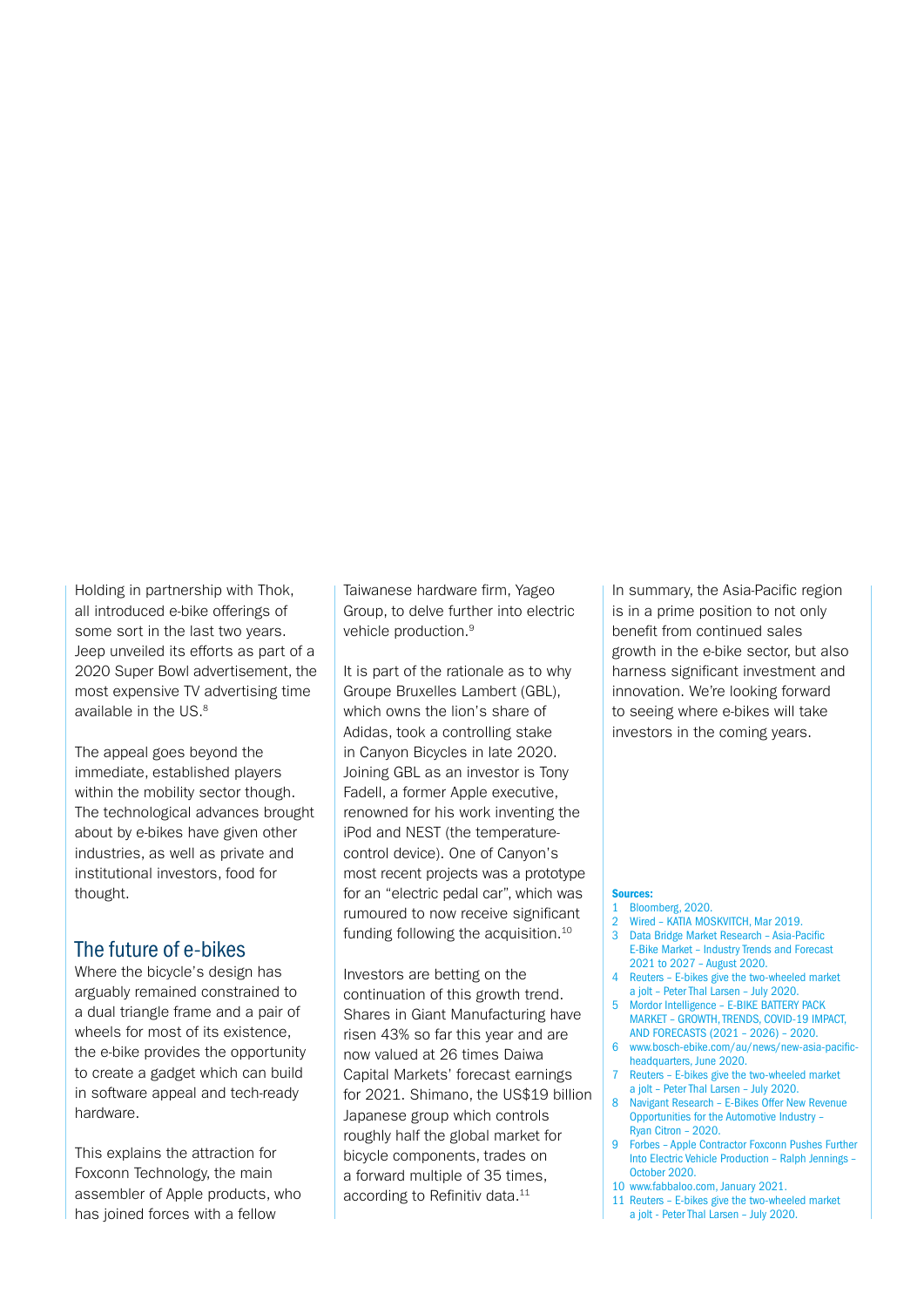Holding in partnership with Thok, all introduced e-bike offerings of some sort in the last two years. Jeep unveiled its efforts as part of a 2020 Super Bowl advertisement, the most expensive TV advertising time available in the US.[8]

The appeal goes beyond the immediate, established players within the mobility sector though. The technological advances brought about by e-bikes have given other industries, as well as private and institutional investors, food for thought.

## The future of e-bikes

Where the bicycle's design has arguably remained constrained to a dual triangle frame and a pair of wheels for most of its existence, the e-bike provides the opportunity to create a gadget which can build in software appeal and tech-ready hardware.

This explains the attraction for Foxconn Technology, the main assembler of Apple products, who has joined forces with a fellow Taiwanese hardware firm, Yageo Group, to delve further into electric vehicle production.[9]

It is part of the rationale as to why Groupe Bruxelles Lambert (GBL), which owns the lion's share of Adidas, took a controlling stake in Canyon Bicycles in late 2020. Joining GBL as an investor is Tony Fadell, a former Apple executive, renowned for his work inventing the iPod and NEST (the temperature-control device). One of Canyon's most recent projects was a prototype for an "electric pedal car", which was rumoured to now receive significant funding following the acquisition.[10]

Investors are betting on the continuation of this growth trend. Shares in Giant Manufacturing have risen 43% so far this year and are now valued at 26 times Daiwa Capital Markets' forecast earnings for 2021. Shimano, the US$19 billion Japanese group which controls roughly half the global market for bicycle components, trades on a forward multiple of 35 times, according to Refinitiv data.[11]

In summary, the Asia-Pacific region is in a prime position to not only benefit from continued sales growth in the e-bike sector, but also harness significant investment and innovation. We're looking forward to seeing where e-bikes will take investors in the coming years.

**Sources:**

1. Bloomberg, 2020.
2. Wired – KATIA MOSKVITCH, Mar 2019.
3. Data Bridge Market Research – Asia-Pacific E-Bike Market – Industry Trends and Forecast 2021 to 2027 – August 2020.
4. Reuters – E-bikes give the two-wheeled market a jolt – Peter Thal Larsen – July 2020.
5. Mordor Intelligence – E-BIKE BATTERY PACK MARKET – GROWTH, TRENDS, COVID-19 IMPACT, AND FORECASTS (2021 – 2026) – 2020.
6. www.bosch-ebike.com/au/news/new-asia-pacific-headquarters, June 2020.
7. Reuters – E-bikes give the two-wheeled market a jolt – Peter Thal Larsen – July 2020.
8. Navigant Research – E-Bikes Offer New Revenue Opportunities for the Automotive Industry – Ryan Citron – 2020.
9. Forbes – Apple Contractor Foxconn Pushes Further Into Electric Vehicle Production – Ralph Jennings – October 2020.
10. www.fabbaloo.com, January 2021.
11. Reuters – E-bikes give the two-wheeled market a jolt - Peter Thal Larsen – July 2020.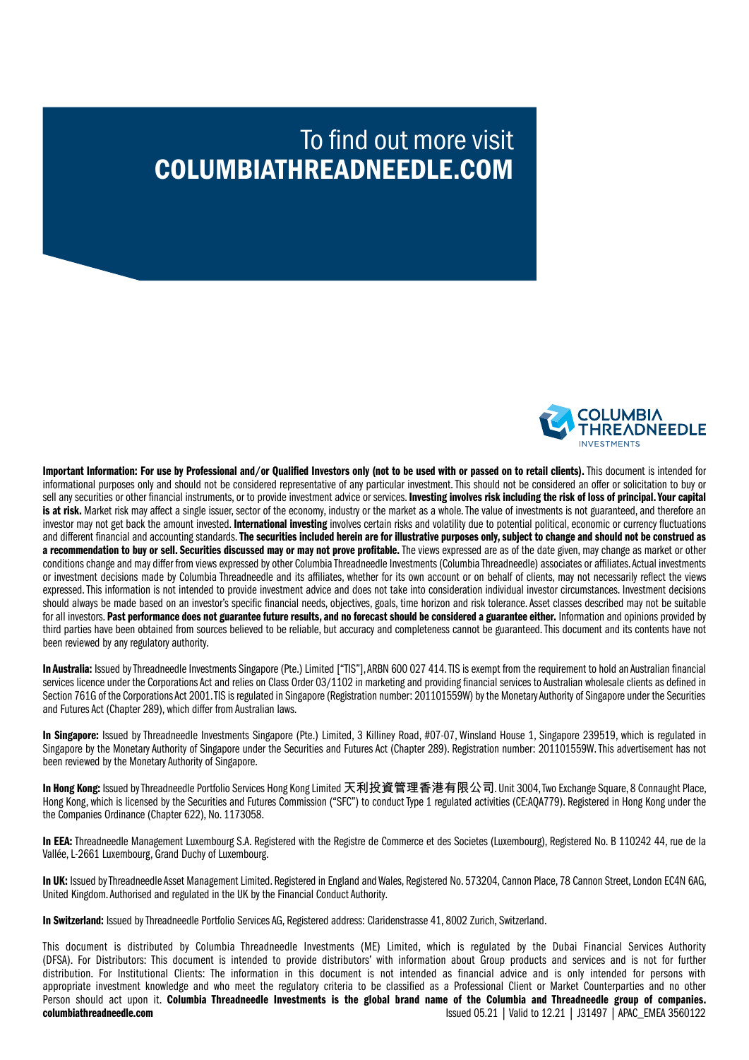To find out more visit
**COLUMBIATHREADNEEDLE.COM**

COLUMBIA THREADNEEDLE INVESTMENTS

**Important Information: For use by Professional and/or Qualified Investors only (not to be used with or passed on to retail clients).** This document is intended for informational purposes only and should not be considered representative of any particular investment. This should not be considered an offer or solicitation to buy or sell any securities or other financial instruments, or to provide investment advice or services. **Investing involves risk including the risk of loss of principal. Your capital is at risk.** Market risk may affect a single issuer, sector of the economy, industry or the market as a whole. The value of investments is not guaranteed, and therefore an investor may not get back the amount invested. **International investing** involves certain risks and volatility due to potential political, economic or currency fluctuations and different financial and accounting standards. **The securities included herein are for illustrative purposes only, subject to change and should not be construed as a recommendation to buy or sell. Securities discussed may or may not prove profitable.** The views expressed are as of the date given, may change as market or other conditions change and may differ from views expressed by other Columbia Threadneedle Investments (Columbia Threadneedle) associates or affiliates. Actual investments or investment decisions made by Columbia Threadneedle and its affiliates, whether for its own account or on behalf of clients, may not necessarily reflect the views expressed. This information is not intended to provide investment advice and does not take into consideration individual investor circumstances. Investment decisions should always be made based on an investor's specific financial needs, objectives, goals, time horizon and risk tolerance. Asset classes described may not be suitable for all investors. **Past performance does not guarantee future results, and no forecast should be considered a guarantee either.** Information and opinions provided by third parties have been obtained from sources believed to be reliable, but accuracy and completeness cannot be guaranteed. This document and its contents have not been reviewed by any regulatory authority.

**In Australia:** Issued by Threadneedle Investments Singapore (Pte.) Limited ["TIS"], ARBN 600 027 414. TIS is exempt from the requirement to hold an Australian financial services licence under the Corporations Act and relies on Class Order 03/1102 in marketing and providing financial services to Australian wholesale clients as defined in Section 761G of the Corporations Act 2001. TIS is regulated in Singapore (Registration number: 201101559W) by the Monetary Authority of Singapore under the Securities and Futures Act (Chapter 289), which differ from Australian laws.

**In Singapore:** Issued by Threadneedle Investments Singapore (Pte.) Limited, 3 Killiney Road, #07-07, Winsland House 1, Singapore 239519, which is regulated in Singapore by the Monetary Authority of Singapore under the Securities and Futures Act (Chapter 289). Registration number: 201101559W. This advertisement has not been reviewed by the Monetary Authority of Singapore.

**In Hong Kong:** Issued by Threadneedle Portfolio Services Hong Kong Limited 天利投資管理香港有限公司. Unit 3004, Two Exchange Square, 8 Connaught Place, Hong Kong, which is licensed by the Securities and Futures Commission ("SFC") to conduct Type 1 regulated activities (CE:AQA779). Registered in Hong Kong under the the Companies Ordinance (Chapter 622), No. 1173058.

**In EEA:** Threadneedle Management Luxembourg S.A. Registered with the Registre de Commerce et des Societes (Luxembourg), Registered No. B 110242 44, rue de la Vallée, L-2661 Luxembourg, Grand Duchy of Luxembourg.

**In UK:** Issued by Threadneedle Asset Management Limited. Registered in England and Wales, Registered No. 573204, Cannon Place, 78 Cannon Street, London EC4N 6AG, United Kingdom. Authorised and regulated in the UK by the Financial Conduct Authority.

**In Switzerland:** Issued by Threadneedle Portfolio Services AG, Registered address: Claridenstrasse 41, 8002 Zurich, Switzerland.

This document is distributed by Columbia Threadneedle Investments (ME) Limited, which is regulated by the Dubai Financial Services Authority (DFSA). For Distributors: This document is intended to provide distributors' with information about Group products and services and is not for further distribution. For Institutional Clients: The information in this document is not intended as financial advice and is only intended for persons with appropriate investment knowledge and who meet the regulatory criteria to be classified as a Professional Client or Market Counterparties and no other Person should act upon it. **Columbia Threadneedle Investments is the global brand name of the Columbia and Threadneedle group of companies.**

**columbiathreadneedle.com**

Issued 05.21 | Valid to 12.21 | J31497 | APAC_EMEA 3560122